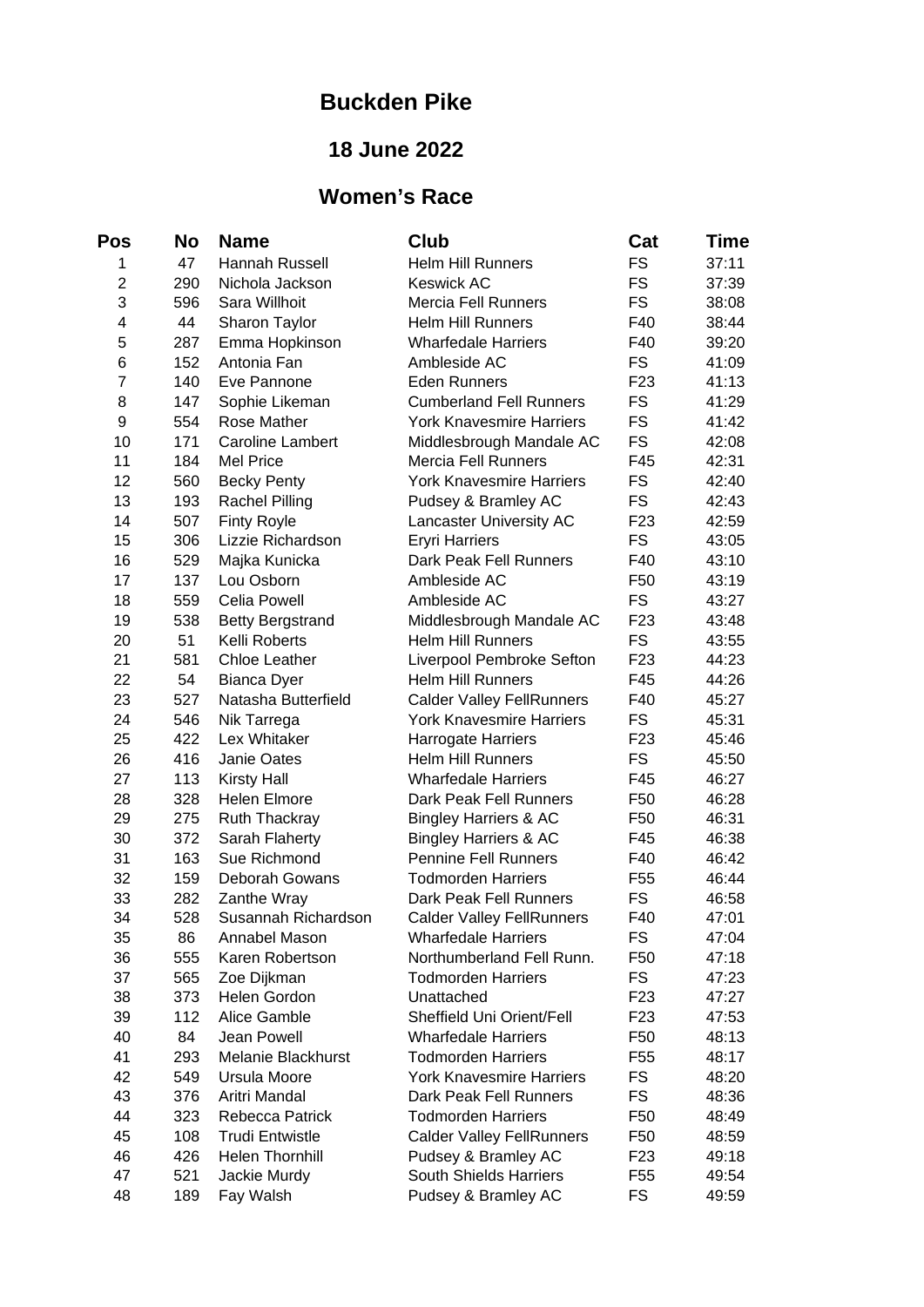# Buckden Pike

## 18 June 2022

## Women's Race

| Pos | No | Name | Club | Cat | Time |
|---|---|---|---|---|---|
| 1 | 47 | Hannah Russell | Helm Hill Runners | FS | 37:11 |
| 2 | 290 | Nichola Jackson | Keswick AC | FS | 37:39 |
| 3 | 596 | Sara Willhoit | Mercia Fell Runners | FS | 38:08 |
| 4 | 44 | Sharon Taylor | Helm Hill Runners | F40 | 38:44 |
| 5 | 287 | Emma Hopkinson | Wharfedale Harriers | F40 | 39:20 |
| 6 | 152 | Antonia Fan | Ambleside AC | FS | 41:09 |
| 7 | 140 | Eve Pannone | Eden Runners | F23 | 41:13 |
| 8 | 147 | Sophie Likeman | Cumberland Fell Runners | FS | 41:29 |
| 9 | 554 | Rose Mather | York Knavesmire Harriers | FS | 41:42 |
| 10 | 171 | Caroline Lambert | Middlesbrough Mandale AC | FS | 42:08 |
| 11 | 184 | Mel Price | Mercia Fell Runners | F45 | 42:31 |
| 12 | 560 | Becky Penty | York Knavesmire Harriers | FS | 42:40 |
| 13 | 193 | Rachel Pilling | Pudsey & Bramley AC | FS | 42:43 |
| 14 | 507 | Finty Royle | Lancaster University AC | F23 | 42:59 |
| 15 | 306 | Lizzie Richardson | Eryri Harriers | FS | 43:05 |
| 16 | 529 | Majka Kunicka | Dark Peak Fell Runners | F40 | 43:10 |
| 17 | 137 | Lou Osborn | Ambleside AC | F50 | 43:19 |
| 18 | 559 | Celia Powell | Ambleside AC | FS | 43:27 |
| 19 | 538 | Betty Bergstrand | Middlesbrough Mandale AC | F23 | 43:48 |
| 20 | 51 | Kelli Roberts | Helm Hill Runners | FS | 43:55 |
| 21 | 581 | Chloe Leather | Liverpool Pembroke Sefton | F23 | 44:23 |
| 22 | 54 | Bianca Dyer | Helm Hill Runners | F45 | 44:26 |
| 23 | 527 | Natasha Butterfield | Calder Valley FellRunners | F40 | 45:27 |
| 24 | 546 | Nik Tarrega | York Knavesmire Harriers | FS | 45:31 |
| 25 | 422 | Lex Whitaker | Harrogate Harriers | F23 | 45:46 |
| 26 | 416 | Janie Oates | Helm Hill Runners | FS | 45:50 |
| 27 | 113 | Kirsty Hall | Wharfedale Harriers | F45 | 46:27 |
| 28 | 328 | Helen Elmore | Dark Peak Fell Runners | F50 | 46:28 |
| 29 | 275 | Ruth Thackray | Bingley Harriers & AC | F50 | 46:31 |
| 30 | 372 | Sarah Flaherty | Bingley Harriers & AC | F45 | 46:38 |
| 31 | 163 | Sue Richmond | Pennine Fell Runners | F40 | 46:42 |
| 32 | 159 | Deborah Gowans | Todmorden Harriers | F55 | 46:44 |
| 33 | 282 | Zanthe Wray | Dark Peak Fell Runners | FS | 46:58 |
| 34 | 528 | Susannah Richardson | Calder Valley FellRunners | F40 | 47:01 |
| 35 | 86 | Annabel Mason | Wharfedale Harriers | FS | 47:04 |
| 36 | 555 | Karen Robertson | Northumberland Fell Runn. | F50 | 47:18 |
| 37 | 565 | Zoe Dijkman | Todmorden Harriers | FS | 47:23 |
| 38 | 373 | Helen Gordon | Unattached | F23 | 47:27 |
| 39 | 112 | Alice Gamble | Sheffield Uni Orient/Fell | F23 | 47:53 |
| 40 | 84 | Jean Powell | Wharfedale Harriers | F50 | 48:13 |
| 41 | 293 | Melanie Blackhurst | Todmorden Harriers | F55 | 48:17 |
| 42 | 549 | Ursula Moore | York Knavesmire Harriers | FS | 48:20 |
| 43 | 376 | Aritri Mandal | Dark Peak Fell Runners | FS | 48:36 |
| 44 | 323 | Rebecca Patrick | Todmorden Harriers | F50 | 48:49 |
| 45 | 108 | Trudi Entwistle | Calder Valley FellRunners | F50 | 48:59 |
| 46 | 426 | Helen Thornhill | Pudsey & Bramley AC | F23 | 49:18 |
| 47 | 521 | Jackie Murdy | South Shields Harriers | F55 | 49:54 |
| 48 | 189 | Fay Walsh | Pudsey & Bramley AC | FS | 49:59 |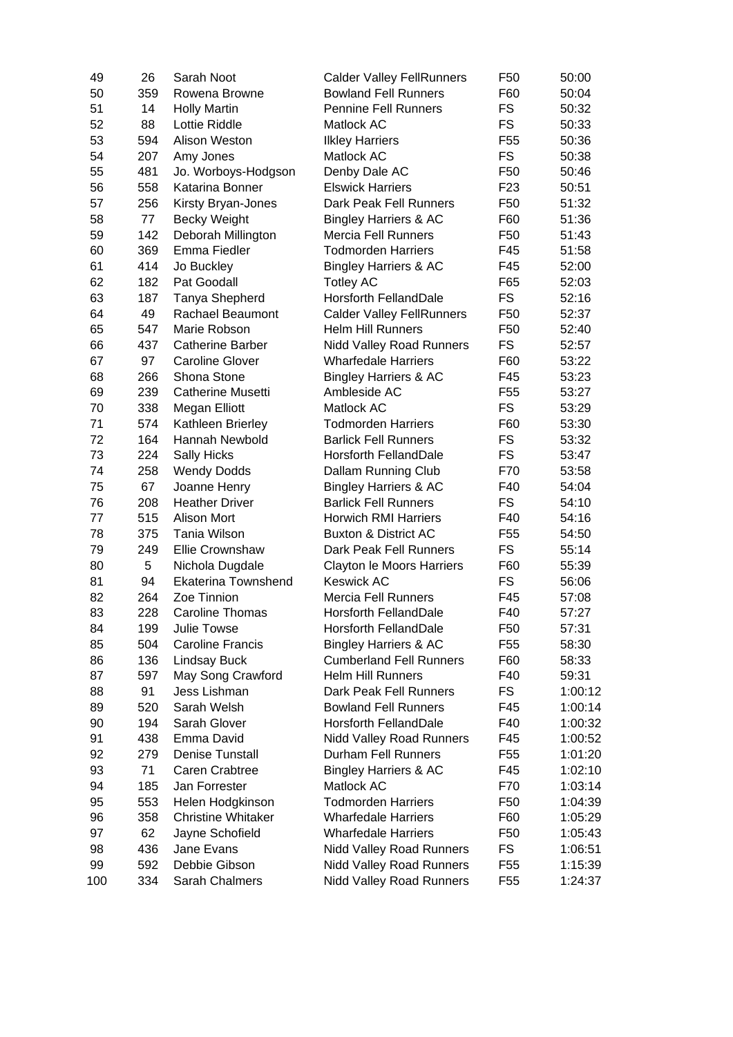| | | | | | |
|---|---|---|---|---|---|
| 49 | 26 | Sarah Noot | Calder Valley FellRunners | F50 | 50:00 |
| 50 | 359 | Rowena Browne | Bowland Fell Runners | F60 | 50:04 |
| 51 | 14 | Holly Martin | Pennine Fell Runners | FS | 50:32 |
| 52 | 88 | Lottie Riddle | Matlock AC | FS | 50:33 |
| 53 | 594 | Alison Weston | Ilkley Harriers | F55 | 50:36 |
| 54 | 207 | Amy Jones | Matlock AC | FS | 50:38 |
| 55 | 481 | Jo. Worboys-Hodgson | Denby Dale AC | F50 | 50:46 |
| 56 | 558 | Katarina Bonner | Elswick Harriers | F23 | 50:51 |
| 57 | 256 | Kirsty Bryan-Jones | Dark Peak Fell Runners | F50 | 51:32 |
| 58 | 77 | Becky Weight | Bingley Harriers & AC | F60 | 51:36 |
| 59 | 142 | Deborah Millington | Mercia Fell Runners | F50 | 51:43 |
| 60 | 369 | Emma Fiedler | Todmorden Harriers | F45 | 51:58 |
| 61 | 414 | Jo Buckley | Bingley Harriers & AC | F45 | 52:00 |
| 62 | 182 | Pat Goodall | Totley AC | F65 | 52:03 |
| 63 | 187 | Tanya Shepherd | Horsforth FellandDale | FS | 52:16 |
| 64 | 49 | Rachael Beaumont | Calder Valley FellRunners | F50 | 52:37 |
| 65 | 547 | Marie Robson | Helm Hill Runners | F50 | 52:40 |
| 66 | 437 | Catherine Barber | Nidd Valley Road Runners | FS | 52:57 |
| 67 | 97 | Caroline Glover | Wharfedale Harriers | F60 | 53:22 |
| 68 | 266 | Shona Stone | Bingley Harriers & AC | F45 | 53:23 |
| 69 | 239 | Catherine Musetti | Ambleside AC | F55 | 53:27 |
| 70 | 338 | Megan Elliott | Matlock AC | FS | 53:29 |
| 71 | 574 | Kathleen Brierley | Todmorden Harriers | F60 | 53:30 |
| 72 | 164 | Hannah Newbold | Barlick Fell Runners | FS | 53:32 |
| 73 | 224 | Sally Hicks | Horsforth FellandDale | FS | 53:47 |
| 74 | 258 | Wendy Dodds | Dallam Running Club | F70 | 53:58 |
| 75 | 67 | Joanne Henry | Bingley Harriers & AC | F40 | 54:04 |
| 76 | 208 | Heather Driver | Barlick Fell Runners | FS | 54:10 |
| 77 | 515 | Alison Mort | Horwich RMI Harriers | F40 | 54:16 |
| 78 | 375 | Tania Wilson | Buxton & District AC | F55 | 54:50 |
| 79 | 249 | Ellie Crownshaw | Dark Peak Fell Runners | FS | 55:14 |
| 80 | 5 | Nichola Dugdale | Clayton le Moors Harriers | F60 | 55:39 |
| 81 | 94 | Ekaterina Townshend | Keswick AC | FS | 56:06 |
| 82 | 264 | Zoe Tinnion | Mercia Fell Runners | F45 | 57:08 |
| 83 | 228 | Caroline Thomas | Horsforth FellandDale | F40 | 57:27 |
| 84 | 199 | Julie Towse | Horsforth FellandDale | F50 | 57:31 |
| 85 | 504 | Caroline Francis | Bingley Harriers & AC | F55 | 58:30 |
| 86 | 136 | Lindsay Buck | Cumberland Fell Runners | F60 | 58:33 |
| 87 | 597 | May Song Crawford | Helm Hill Runners | F40 | 59:31 |
| 88 | 91 | Jess Lishman | Dark Peak Fell Runners | FS | 1:00:12 |
| 89 | 520 | Sarah Welsh | Bowland Fell Runners | F45 | 1:00:14 |
| 90 | 194 | Sarah Glover | Horsforth FellandDale | F40 | 1:00:32 |
| 91 | 438 | Emma David | Nidd Valley Road Runners | F45 | 1:00:52 |
| 92 | 279 | Denise Tunstall | Durham Fell Runners | F55 | 1:01:20 |
| 93 | 71 | Caren Crabtree | Bingley Harriers & AC | F45 | 1:02:10 |
| 94 | 185 | Jan Forrester | Matlock AC | F70 | 1:03:14 |
| 95 | 553 | Helen Hodgkinson | Todmorden Harriers | F50 | 1:04:39 |
| 96 | 358 | Christine Whitaker | Wharfedale Harriers | F60 | 1:05:29 |
| 97 | 62 | Jayne Schofield | Wharfedale Harriers | F50 | 1:05:43 |
| 98 | 436 | Jane Evans | Nidd Valley Road Runners | FS | 1:06:51 |
| 99 | 592 | Debbie Gibson | Nidd Valley Road Runners | F55 | 1:15:39 |
| 100 | 334 | Sarah Chalmers | Nidd Valley Road Runners | F55 | 1:24:37 |